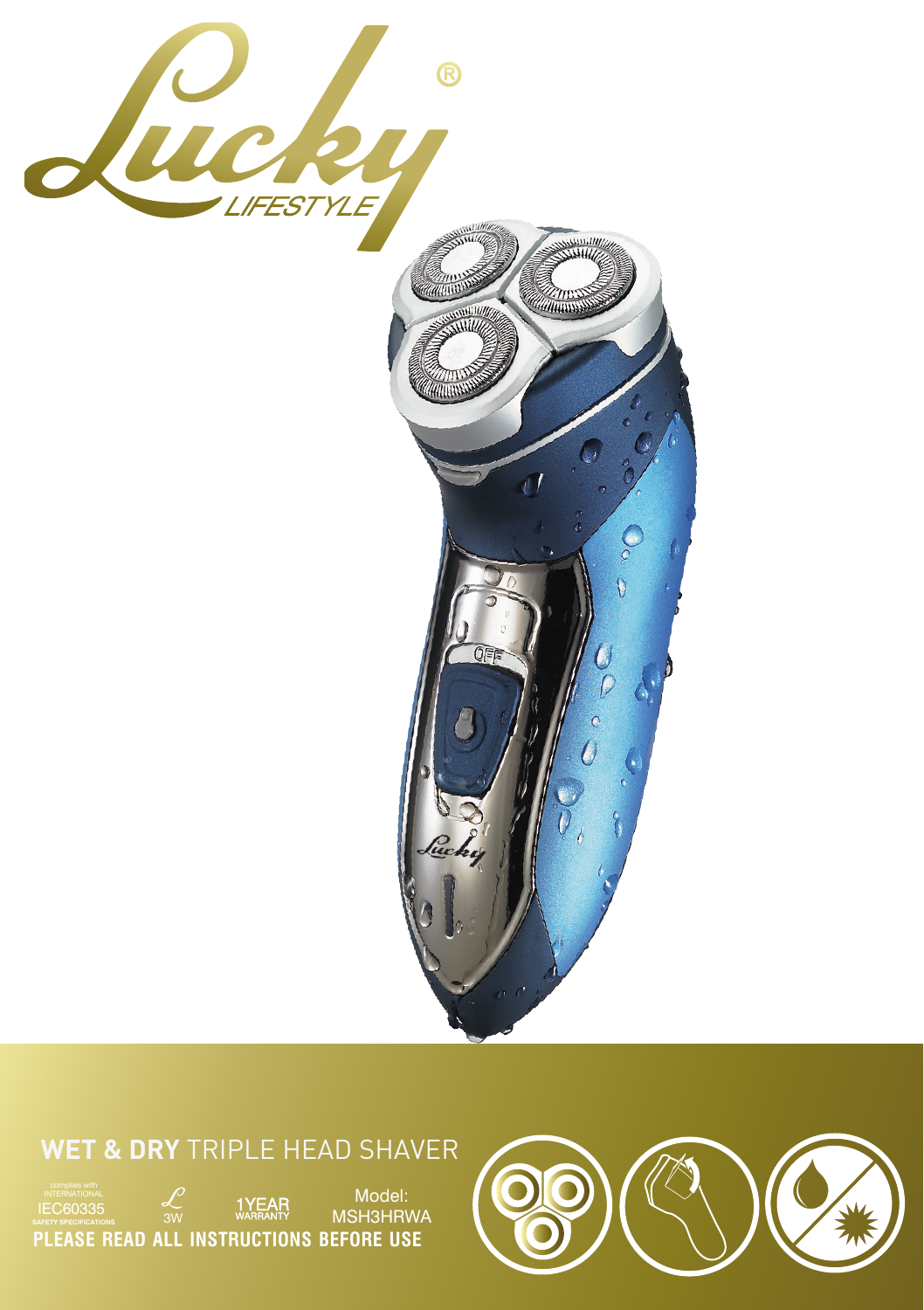# Lucky® LIFESTYLE

## WET & DRY TRIPLE HEAD SHAVER

complies with INTERNATIONAL IEC60335 SAFETY SPECIFICATIONS

3W

1YEAR WARRANTY

Model: MSH3HRWA

**PLEASE READ ALL INSTRUCTIONS BEFORE USE**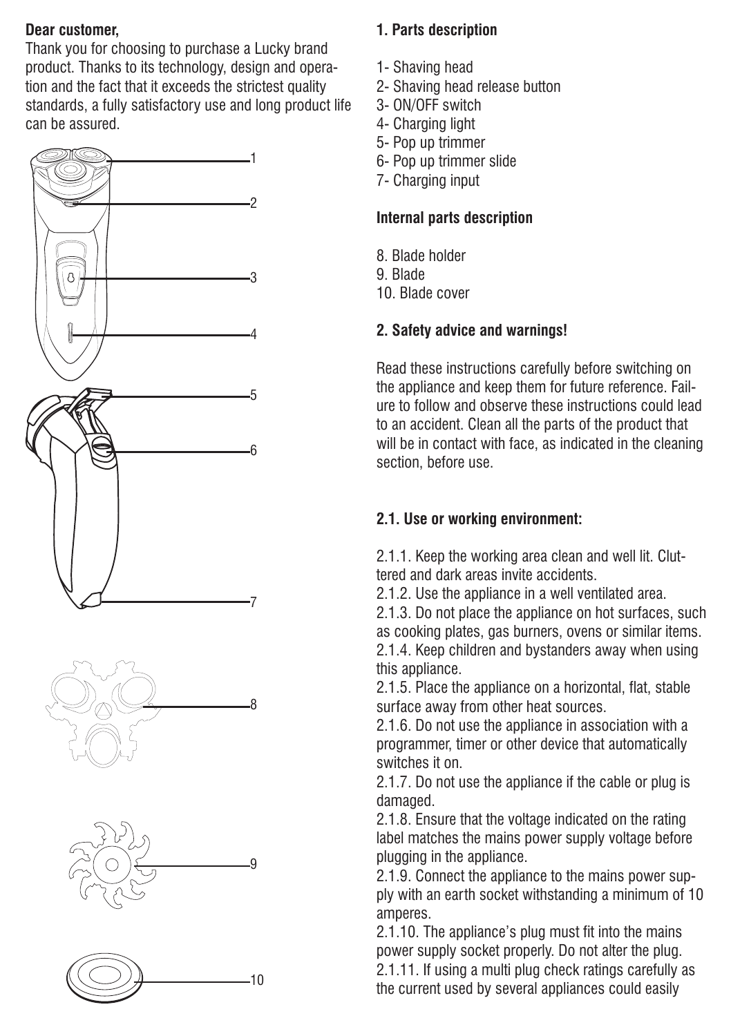**Dear customer,**

Thank you for choosing to purchase a Lucky brand product. Thanks to its technology, design and operation and the fact that it exceeds the strictest quality standards, a fully satisfactory use and long product life can be assured.

**1. Parts description**

1- Shaving head
2- Shaving head release button
3- ON/OFF switch
4- Charging light
5- Pop up trimmer
6- Pop up trimmer slide
7- Charging input

**Internal parts description**

8. Blade holder
9. Blade
10. Blade cover

**2. Safety advice and warnings!**

Read these instructions carefully before switching on the appliance and keep them for future reference. Failure to follow and observe these instructions could lead to an accident. Clean all the parts of the product that will be in contact with face, as indicated in the cleaning section, before use.

**2.1. Use or working environment:**

2.1.1. Keep the working area clean and well lit. Cluttered and dark areas invite accidents.
2.1.2. Use the appliance in a well ventilated area.
2.1.3. Do not place the appliance on hot surfaces, such as cooking plates, gas burners, ovens or similar items.
2.1.4. Keep children and bystanders away when using this appliance.
2.1.5. Place the appliance on a horizontal, flat, stable surface away from other heat sources.
2.1.6. Do not use the appliance in association with a programmer, timer or other device that automatically switches it on.
2.1.7. Do not use the appliance if the cable or plug is damaged.
2.1.8. Ensure that the voltage indicated on the rating label matches the mains power supply voltage before plugging in the appliance.
2.1.9. Connect the appliance to the mains power supply with an earth socket withstanding a minimum of 10 amperes.
2.1.10. The appliance's plug must fit into the mains power supply socket properly. Do not alter the plug.
2.1.11. If using a multi plug check ratings carefully as the current used by several appliances could easily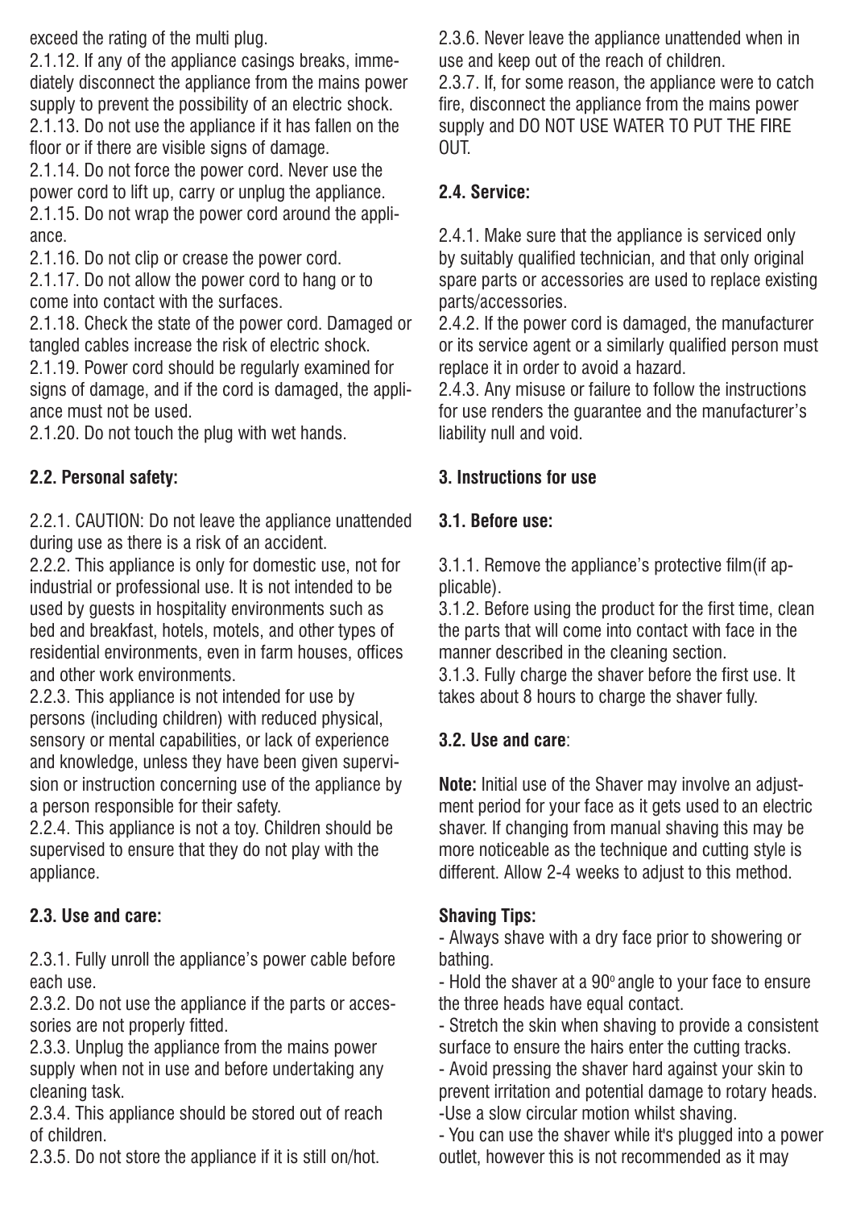exceed the rating of the multi plug.

2.1.12. If any of the appliance casings breaks, immediately disconnect the appliance from the mains power supply to prevent the possibility of an electric shock.

2.1.13. Do not use the appliance if it has fallen on the floor or if there are visible signs of damage.

2.1.14. Do not force the power cord. Never use the power cord to lift up, carry or unplug the appliance.

2.1.15. Do not wrap the power cord around the appliance.

2.1.16. Do not clip or crease the power cord.

2.1.17. Do not allow the power cord to hang or to come into contact with the surfaces.

2.1.18. Check the state of the power cord. Damaged or tangled cables increase the risk of electric shock.

2.1.19. Power cord should be regularly examined for signs of damage, and if the cord is damaged, the appliance must not be used.

2.1.20. Do not touch the plug with wet hands.

**2.2. Personal safety:**

2.2.1. CAUTION: Do not leave the appliance unattended during use as there is a risk of an accident.

2.2.2. This appliance is only for domestic use, not for industrial or professional use. It is not intended to be used by guests in hospitality environments such as bed and breakfast, hotels, motels, and other types of residential environments, even in farm houses, offices and other work environments.

2.2.3. This appliance is not intended for use by persons (including children) with reduced physical, sensory or mental capabilities, or lack of experience and knowledge, unless they have been given supervision or instruction concerning use of the appliance by a person responsible for their safety.

2.2.4. This appliance is not a toy. Children should be supervised to ensure that they do not play with the appliance.

**2.3. Use and care:**

2.3.1. Fully unroll the appliance's power cable before each use.

2.3.2. Do not use the appliance if the parts or accessories are not properly fitted.

2.3.3. Unplug the appliance from the mains power supply when not in use and before undertaking any cleaning task.

2.3.4. This appliance should be stored out of reach of children.

2.3.5. Do not store the appliance if it is still on/hot.

2.3.6. Never leave the appliance unattended when in use and keep out of the reach of children.

2.3.7. If, for some reason, the appliance were to catch fire, disconnect the appliance from the mains power supply and DO NOT USE WATER TO PUT THE FIRE OUT.

**2.4. Service:**

2.4.1. Make sure that the appliance is serviced only by suitably qualified technician, and that only original spare parts or accessories are used to replace existing parts/accessories.

2.4.2. If the power cord is damaged, the manufacturer or its service agent or a similarly qualified person must replace it in order to avoid a hazard.

2.4.3. Any misuse or failure to follow the instructions for use renders the guarantee and the manufacturer's liability null and void.

**3. Instructions for use**

**3.1. Before use:**

3.1.1. Remove the appliance's protective film(if applicable).

3.1.2. Before using the product for the first time, clean the parts that will come into contact with face in the manner described in the cleaning section.

3.1.3. Fully charge the shaver before the first use. It takes about 8 hours to charge the shaver fully.

**3.2. Use and care**:

**Note:** Initial use of the Shaver may involve an adjustment period for your face as it gets used to an electric shaver. If changing from manual shaving this may be more noticeable as the technique and cutting style is different. Allow 2-4 weeks to adjust to this method.

**Shaving Tips:**

- Always shave with a dry face prior to showering or bathing.
- Hold the shaver at a 90° angle to your face to ensure the three heads have equal contact.
- Stretch the skin when shaving to provide a consistent surface to ensure the hairs enter the cutting tracks.
- Avoid pressing the shaver hard against your skin to prevent irritation and potential damage to rotary heads.
- Use a slow circular motion whilst shaving.
- You can use the shaver while it's plugged into a power outlet, however this is not recommended as it may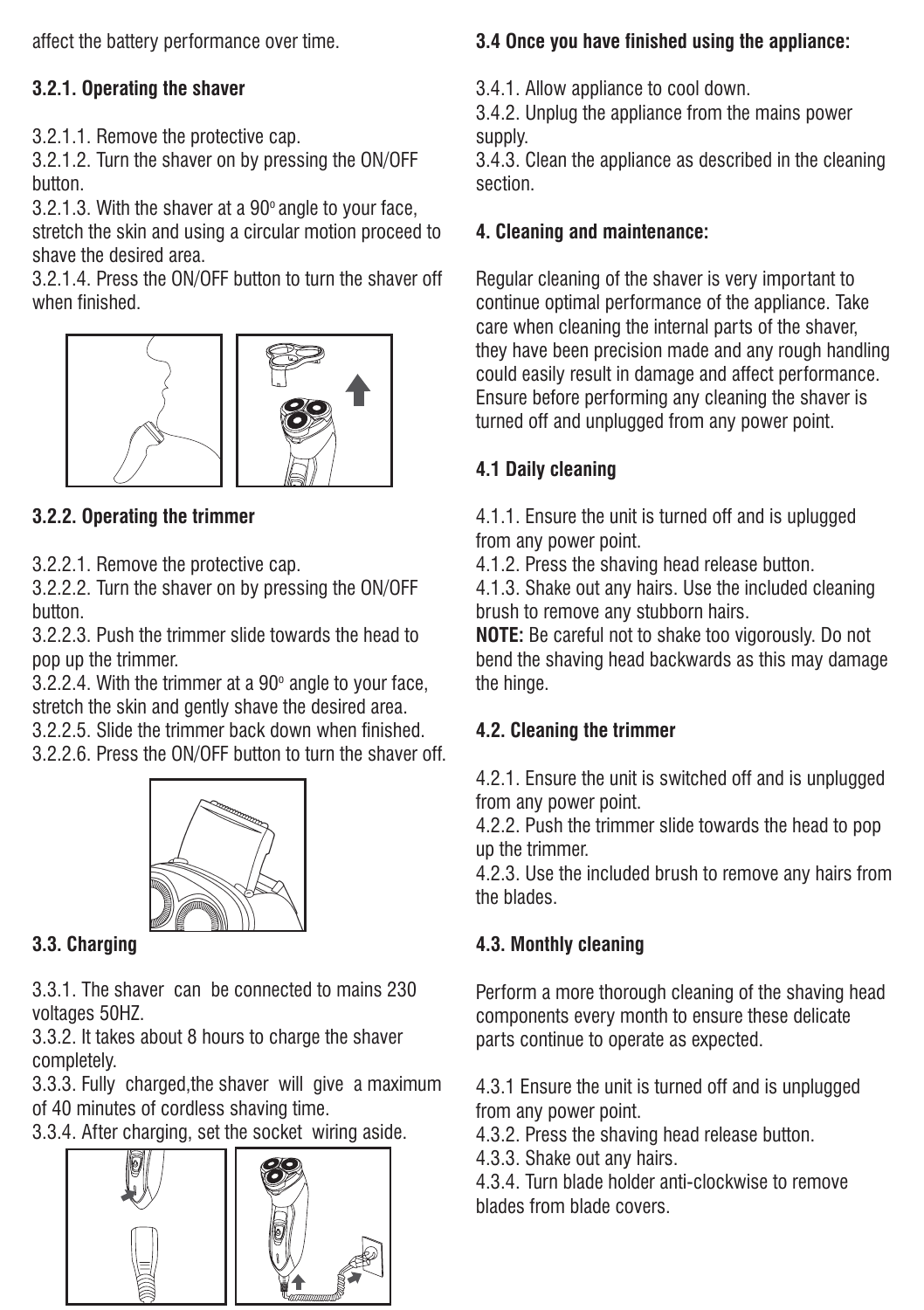affect the battery performance over time.

### 3.2.1. Operating the shaver

3.2.1.1. Remove the protective cap.
3.2.1.2. Turn the shaver on by pressing the ON/OFF button.
3.2.1.3. With the shaver at a 90º angle to your face, stretch the skin and using a circular motion proceed to shave the desired area.
3.2.1.4. Press the ON/OFF button to turn the shaver off when finished.

### 3.2.2. Operating the trimmer

3.2.2.1. Remove the protective cap.
3.2.2.2. Turn the shaver on by pressing the ON/OFF button.
3.2.2.3. Push the trimmer slide towards the head to pop up the trimmer.
3.2.2.4. With the trimmer at a 90º angle to your face, stretch the skin and gently shave the desired area.
3.2.2.5. Slide the trimmer back down when finished.
3.2.2.6. Press the ON/OFF button to turn the shaver off.

### 3.3. Charging

3.3.1. The shaver can be connected to mains 230 voltages 50HZ.
3.3.2. It takes about 8 hours to charge the shaver completely.
3.3.3. Fully charged,the shaver will give a maximum of 40 minutes of cordless shaving time.
3.3.4. After charging, set the socket wiring aside.

### 3.4 Once you have finished using the appliance:

3.4.1. Allow appliance to cool down.
3.4.2. Unplug the appliance from the mains power supply.
3.4.3. Clean the appliance as described in the cleaning section.

## 4. Cleaning and maintenance:

Regular cleaning of the shaver is very important to continue optimal performance of the appliance. Take care when cleaning the internal parts of the shaver, they have been precision made and any rough handling could easily result in damage and affect performance. Ensure before performing any cleaning the shaver is turned off and unplugged from any power point.

### 4.1 Daily cleaning

4.1.1. Ensure the unit is turned off and is uplugged from any power point.
4.1.2. Press the shaving head release button.
4.1.3. Shake out any hairs. Use the included cleaning brush to remove any stubborn hairs.
**NOTE:** Be careful not to shake too vigorously. Do not bend the shaving head backwards as this may damage the hinge.

### 4.2. Cleaning the trimmer

4.2.1. Ensure the unit is switched off and is unplugged from any power point.
4.2.2. Push the trimmer slide towards the head to pop up the trimmer.
4.2.3. Use the included brush to remove any hairs from the blades.

### 4.3. Monthly cleaning

Perform a more thorough cleaning of the shaving head components every month to ensure these delicate parts continue to operate as expected.

4.3.1 Ensure the unit is turned off and is unplugged from any power point.
4.3.2. Press the shaving head release button.
4.3.3. Shake out any hairs.
4.3.4. Turn blade holder anti-clockwise to remove blades from blade covers.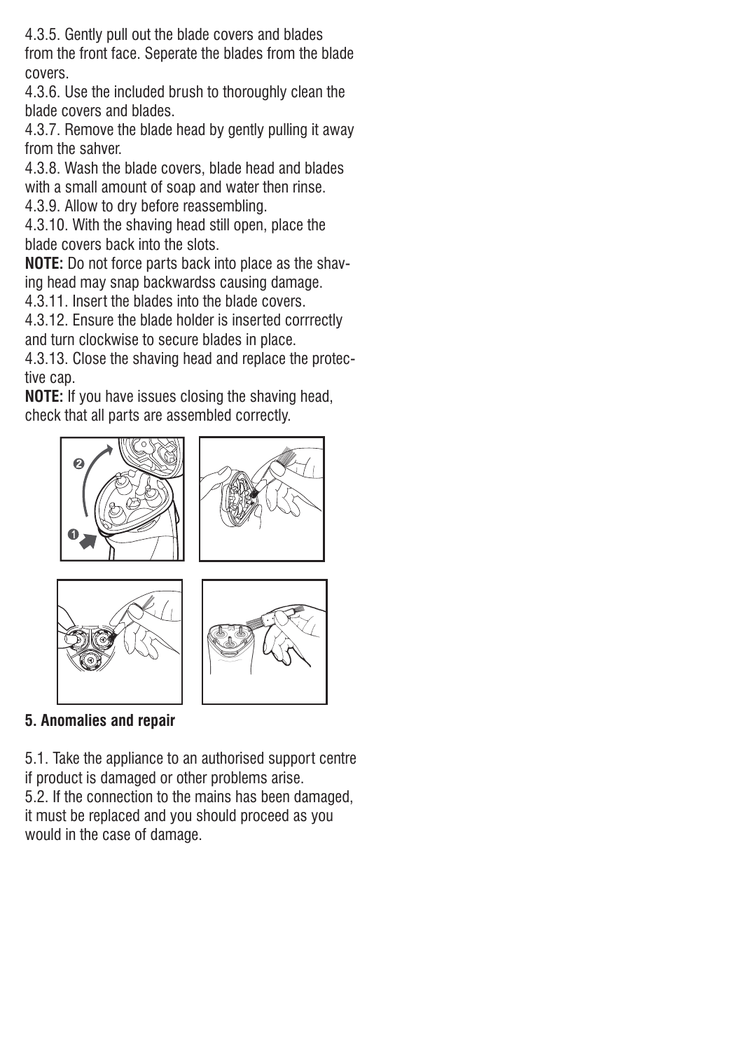4.3.5. Gently pull out the blade covers and blades from the front face. Seperate the blades from the blade covers.

4.3.6. Use the included brush to thoroughly clean the blade covers and blades.

4.3.7. Remove the blade head by gently pulling it away from the sahver.

4.3.8. Wash the blade covers, blade head and blades with a small amount of soap and water then rinse.

4.3.9. Allow to dry before reassembling.

4.3.10. With the shaving head still open, place the blade covers back into the slots.

**NOTE:** Do not force parts back into place as the shaving head may snap backwardss causing damage.

4.3.11. Insert the blades into the blade covers.

4.3.12. Ensure the blade holder is inserted corrrectly and turn clockwise to secure blades in place.

4.3.13. Close the shaving head and replace the protective cap.

**NOTE:** If you have issues closing the shaving head, check that all parts are assembled correctly.

## 5. Anomalies and repair

5.1. Take the appliance to an authorised support centre if product is damaged or other problems arise.

5.2. If the connection to the mains has been damaged, it must be replaced and you should proceed as you would in the case of damage.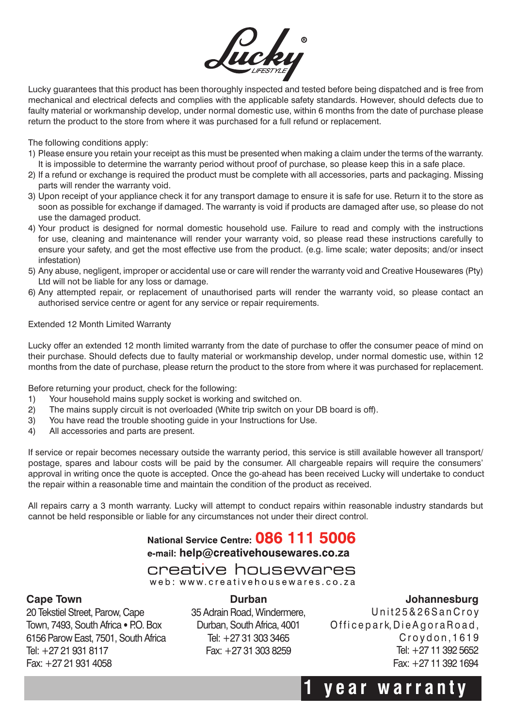# Lucky® LIFESTYLE

Lucky guarantees that this product has been thoroughly inspected and tested before being dispatched and is free from mechanical and electrical defects and complies with the applicable safety standards. However, should defects due to faulty material or workmanship develop, under normal domestic use, within 6 months from the date of purchase please return the product to the store from where it was purchased for a full refund or replacement.

The following conditions apply:

1) Please ensure you retain your receipt as this must be presented when making a claim under the terms of the warranty. It is impossible to determine the warranty period without proof of purchase, so please keep this in a safe place.
2) If a refund or exchange is required the product must be complete with all accessories, parts and packaging. Missing parts will render the warranty void.
3) Upon receipt of your appliance check it for any transport damage to ensure it is safe for use. Return it to the store as soon as possible for exchange if damaged. The warranty is void if products are damaged after use, so please do not use the damaged product.
4) Your product is designed for normal domestic household use. Failure to read and comply with the instructions for use, cleaning and maintenance will render your warranty void, so please read these instructions carefully to ensure your safety, and get the most effective use from the product. (e.g. lime scale; water deposits; and/or insect infestation)
5) Any abuse, negligent, improper or accidental use or care will render the warranty void and Creative Housewares (Pty) Ltd will not be liable for any loss or damage.
6) Any attempted repair, or replacement of unauthorised parts will render the warranty void, so please contact an authorised service centre or agent for any service or repair requirements.

Extended 12 Month Limited Warranty

Lucky offer an extended 12 month limited warranty from the date of purchase to offer the consumer peace of mind on their purchase. Should defects due to faulty material or workmanship develop, under normal domestic use, within 12 months from the date of purchase, please return the product to the store from where it was purchased for replacement.

Before returning your product, check for the following:

1) Your household mains supply socket is working and switched on.
2) The mains supply circuit is not overloaded (White trip switch on your DB board is off).
3) You have read the trouble shooting guide in your Instructions for Use.
4) All accessories and parts are present.

If service or repair becomes necessary outside the warranty period, this service is still available however all transport/ postage, spares and labour costs will be paid by the consumer. All chargeable repairs will require the consumers' approval in writing once the quote is accepted. Once the go-ahead has been received Lucky will undertake to conduct the repair within a reasonable time and maintain the condition of the product as received.

All repairs carry a 3 month warranty. Lucky will attempt to conduct repairs within reasonable industry standards but cannot be held responsible or liable for any circumstances not under their direct control.

**National Service Centre: 086 111 5006**
**e-mail: help@creativehousewares.co.za**

creative housewares
web: www.creativehousewares.co.za

**Cape Town**
20 Tekstiel Street, Parow, Cape Town, 7493, South Africa • P.O. Box 6156 Parow East, 7501, South Africa
Tel: +27 21 931 8117
Fax: +27 21 931 4058

**Durban**
35 Adrain Road, Windermere, Durban, South Africa, 4001
Tel: +27 31 303 3465
Fax: +27 31 303 8259

**Johannesburg**
Unit 25 & 26 San Croy Office park, Die Agora Road, Croydon, 1619
Tel: +27 11 392 5652
Fax: +27 11 392 1694

**1 year warranty**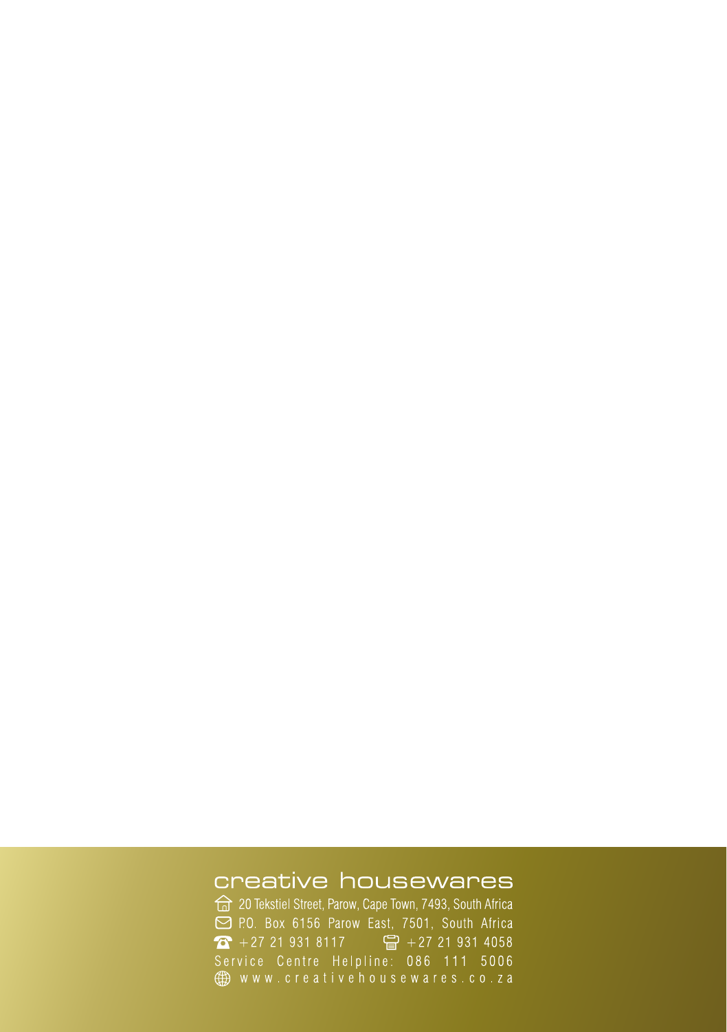# creative housewares

20 Tekstiel Street, Parow, Cape Town, 7493, South Africa

P.O. Box 6156 Parow East, 7501, South Africa

+27 21 931 8117 +27 21 931 4058

Service Centre Helpline: 086 111 5006

www.creativehousewares.co.za